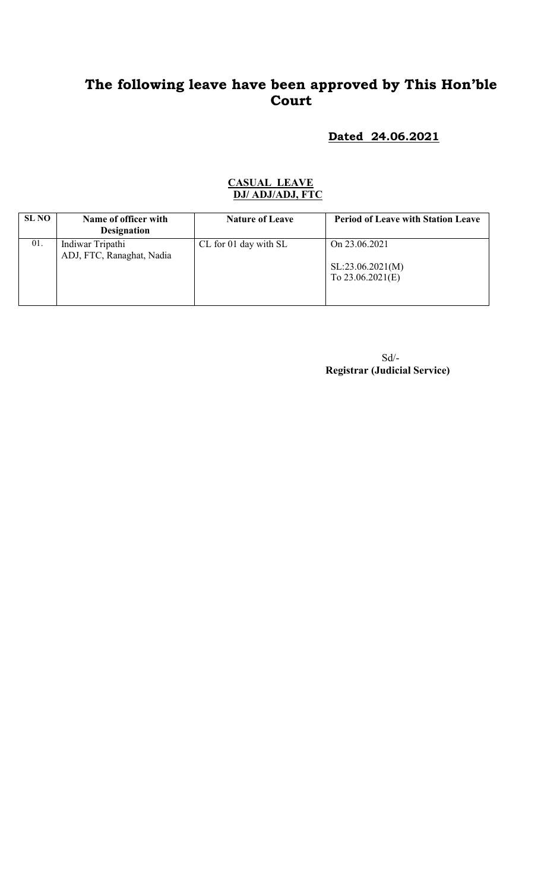# The following leave have been approved by This Hon'ble Court

**Dated 24.06.2021**

**CASUAL LEAVE**
**DJ/ ADJ/ADJ, FTC**

| SL NO | Name of officer with Designation | Nature of Leave | Period of Leave with Station Leave |
|---|---|---|---|
| 01. | Indiwar Tripathi<br>ADJ, FTC, Ranaghat, Nadia | CL for 01 day with SL | On 23.06.2021<br><br>SL:23.06.2021(M)<br>To 23.06.2021(E) |

Sd/-
**Registrar (Judicial Service)**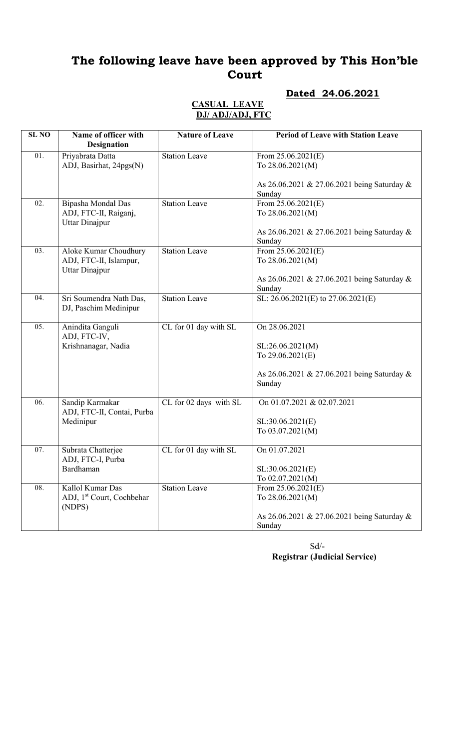# The following leave have been approved by This Hon'ble Court

**Dated 24.06.2021**

**CASUAL LEAVE**
**DJ/ ADJ/ADJ, FTC**

| SL NO | Name of officer with Designation | Nature of Leave | Period of Leave with Station Leave |
|---|---|---|---|
| 01. | Priyabrata Datta<br>ADJ, Basirhat, 24pgs(N) | Station Leave | From 25.06.2021(E)<br>To 28.06.2021(M)<br><br>As 26.06.2021 & 27.06.2021 being Saturday & Sunday |
| 02. | Bipasha Mondal Das<br>ADJ, FTC-II, Raiganj, Uttar Dinajpur | Station Leave | From 25.06.2021(E)<br>To 28.06.2021(M)<br><br>As 26.06.2021 & 27.06.2021 being Saturday & Sunday |
| 03. | Aloke Kumar Choudhury<br>ADJ, FTC-II, Islampur, Uttar Dinajpur | Station Leave | From 25.06.2021(E)<br>To 28.06.2021(M)<br><br>As 26.06.2021 & 27.06.2021 being Saturday & Sunday |
| 04. | Sri Soumendra Nath Das, DJ, Paschim Medinipur | Station Leave | SL: 26.06.2021(E) to 27.06.2021(E) |
| 05. | Anindita Ganguli<br>ADJ, FTC-IV,<br>Krishnanagar, Nadia | CL for 01 day with SL | On 28.06.2021<br><br>SL:26.06.2021(M)<br>To 29.06.2021(E)<br><br>As 26.06.2021 & 27.06.2021 being Saturday & Sunday |
| 06. | Sandip Karmakar<br>ADJ, FTC-II, Contai, Purba Medinipur | CL for 02 days with SL | On 01.07.2021 & 02.07.2021<br><br>SL:30.06.2021(E)<br>To 03.07.2021(M) |
| 07. | Subrata Chatterjee<br>ADJ, FTC-I, Purba Bardhaman | CL for 01 day with SL | On 01.07.2021<br><br>SL:30.06.2021(E)<br>To 02.07.2021(M) |
| 08. | Kallol Kumar Das<br>ADJ, 1st Court, Cochbehar (NDPS) | Station Leave | From 25.06.2021(E)<br>To 28.06.2021(M)<br><br>As 26.06.2021 & 27.06.2021 being Saturday & Sunday |

Sd/-
**Registrar (Judicial Service)**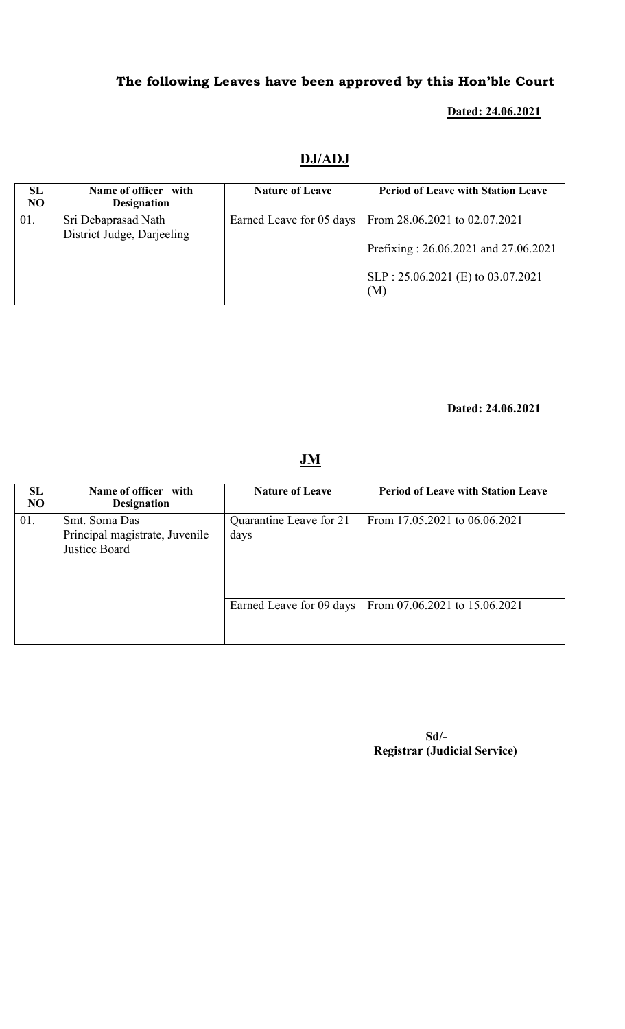## **The following Leaves have been approved by this Hon'ble Court**

**Dated: 24.06.2021**

## **DJ/ADJ**

| SL NO | Name of officer with Designation | Nature of Leave | Period of Leave with Station Leave |
|---|---|---|---|
| 01. | Sri Debaprasad Nath<br>District Judge, Darjeeling | Earned Leave for 05 days | From 28.06.2021 to 02.07.2021<br><br>Prefixing : 26.06.2021 and 27.06.2021<br><br>SLP : 25.06.2021 (E) to 03.07.2021 (M) |

**Dated: 24.06.2021**

## **JM**

| SL NO | Name of officer with Designation | Nature of Leave | Period of Leave with Station Leave |
|---|---|---|---|
| 01. | Smt. Soma Das<br>Principal magistrate, Juvenile Justice Board | Quarantine Leave for 21 days | From 17.05.2021 to 06.06.2021 |
| | | Earned Leave for 09 days | From 07.06.2021 to 15.06.2021 |

**Sd/-**
**Registrar (Judicial Service)**